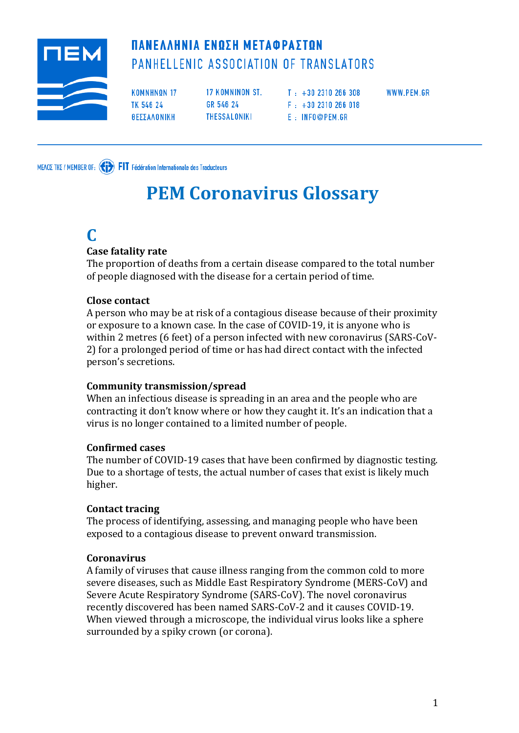ΠΑΝΕΛΛΗΝΙΑ ΕΝΩΣΗ ΜΕΤΑΦΡΑΣΤΩΝ
PANHELLENIC ASSOCIATION OF TRANSLATORS

ΚΟΜΝΗΝΩΝ 17
ΤΚ 546 24
ΘΕΣΣΑΛΟΝΙΚΗ

17 KOMNINON ST.
GR 546 24
THESSALONIKI

T : +30 2310 266 308
F : +30 2310 266 018
E : INFO@PEM.GR

WWW.PEM.GR

ΜΕΛΟΣ ΤΗΣ / MEMBER OF: FIT Fédération Internationale des Traducteurs

# PEM Coronavirus Glossary

## C

**Case fatality rate**
The proportion of deaths from a certain disease compared to the total number of people diagnosed with the disease for a certain period of time.

**Close contact**
A person who may be at risk of a contagious disease because of their proximity or exposure to a known case. In the case of COVID-19, it is anyone who is within 2 metres (6 feet) of a person infected with new coronavirus (SARS-CoV-2) for a prolonged period of time or has had direct contact with the infected person's secretions.

**Community transmission/spread**
When an infectious disease is spreading in an area and the people who are contracting it don't know where or how they caught it. It's an indication that a virus is no longer contained to a limited number of people.

**Confirmed cases**
The number of COVID-19 cases that have been confirmed by diagnostic testing. Due to a shortage of tests, the actual number of cases that exist is likely much higher.

**Contact tracing**
The process of identifying, assessing, and managing people who have been exposed to a contagious disease to prevent onward transmission.

**Coronavirus**
A family of viruses that cause illness ranging from the common cold to more severe diseases, such as Middle East Respiratory Syndrome (MERS-CoV) and Severe Acute Respiratory Syndrome (SARS-CoV). The novel coronavirus recently discovered has been named SARS-CoV-2 and it causes COVID-19. When viewed through a microscope, the individual virus looks like a sphere surrounded by a spiky crown (or corona).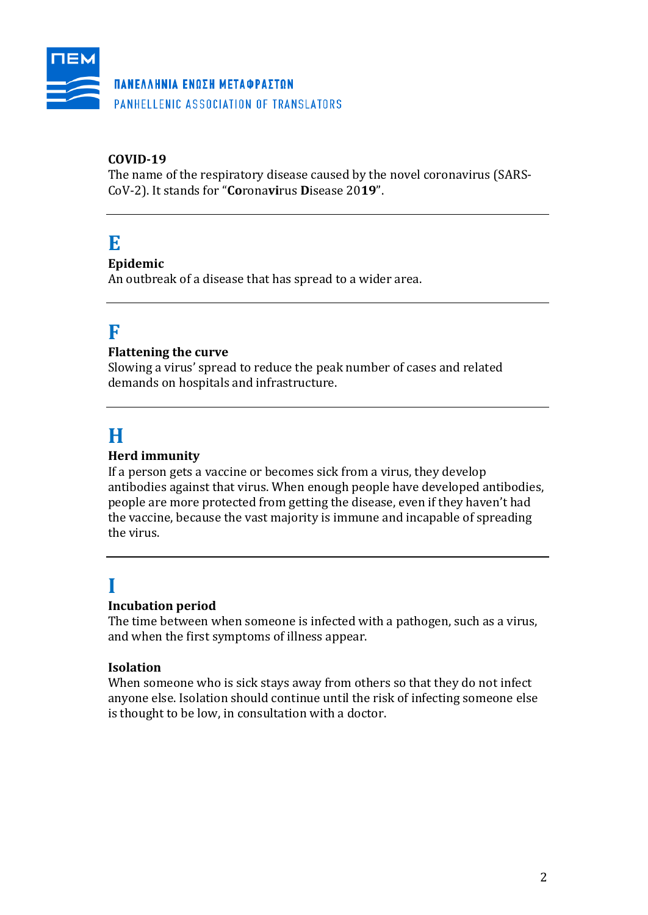**COVID-19**
The name of the respiratory disease caused by the novel coronavirus (SARS-CoV-2). It stands for "**Co**rona**vi**rus **D**isease 20**19**".

---

## E

**Epidemic**
An outbreak of a disease that has spread to a wider area.

---

## F

**Flattening the curve**
Slowing a virus' spread to reduce the peak number of cases and related demands on hospitals and infrastructure.

---

## H

**Herd immunity**
If a person gets a vaccine or becomes sick from a virus, they develop antibodies against that virus. When enough people have developed antibodies, people are more protected from getting the disease, even if they haven't had the vaccine, because the vast majority is immune and incapable of spreading the virus.

---

## I

**Incubation period**
The time between when someone is infected with a pathogen, such as a virus, and when the first symptoms of illness appear.

**Isolation**
When someone who is sick stays away from others so that they do not infect anyone else. Isolation should continue until the risk of infecting someone else is thought to be low, in consultation with a doctor.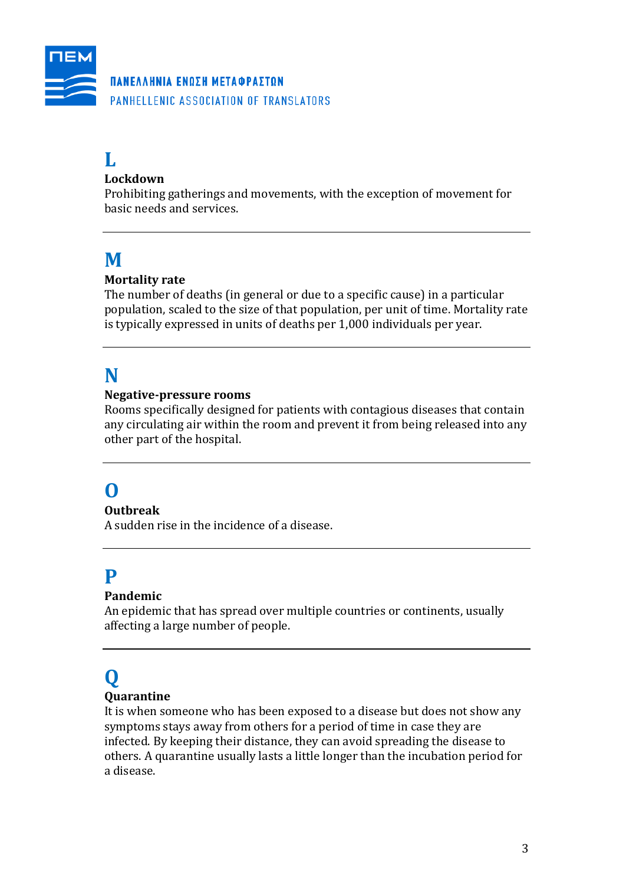## L

**Lockdown**
Prohibiting gatherings and movements, with the exception of movement for basic needs and services.

---

## M

**Mortality rate**
The number of deaths (in general or due to a specific cause) in a particular population, scaled to the size of that population, per unit of time. Mortality rate is typically expressed in units of deaths per 1,000 individuals per year.

---

## N

**Negative-pressure rooms**
Rooms specifically designed for patients with contagious diseases that contain any circulating air within the room and prevent it from being released into any other part of the hospital.

---

## O

**Outbreak**
A sudden rise in the incidence of a disease.

---

## P

**Pandemic**
An epidemic that has spread over multiple countries or continents, usually affecting a large number of people.

---

## Q

**Quarantine**
It is when someone who has been exposed to a disease but does not show any symptoms stays away from others for a period of time in case they are infected. By keeping their distance, they can avoid spreading the disease to others. A quarantine usually lasts a little longer than the incubation period for a disease.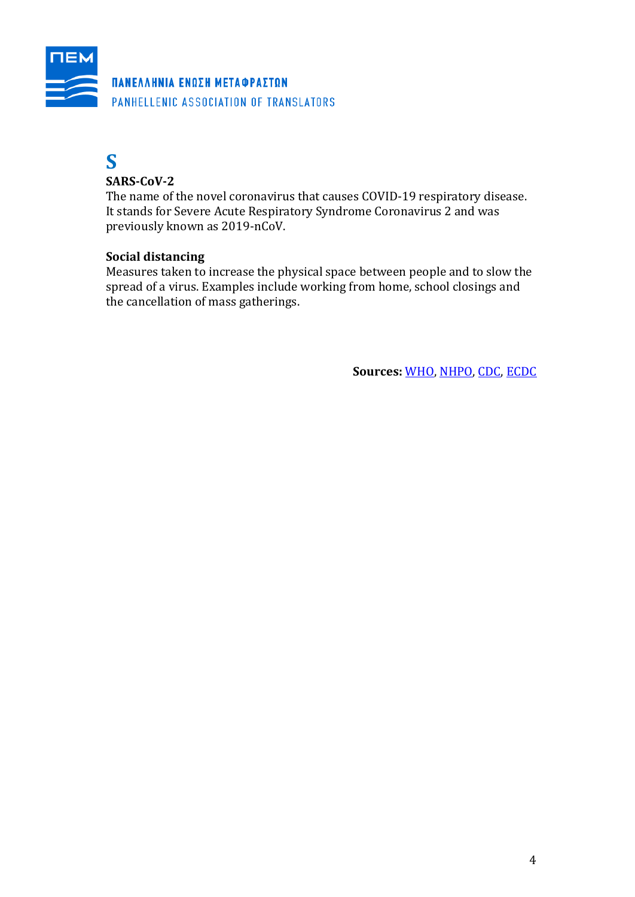# S

**SARS-CoV-2**

The name of the novel coronavirus that causes COVID-19 respiratory disease. It stands for Severe Acute Respiratory Syndrome Coronavirus 2 and was previously known as 2019-nCoV.

**Social distancing**

Measures taken to increase the physical space between people and to slow the spread of a virus. Examples include working from home, school closings and the cancellation of mass gatherings.

**Sources:** WHO, NHPO, CDC, ECDC